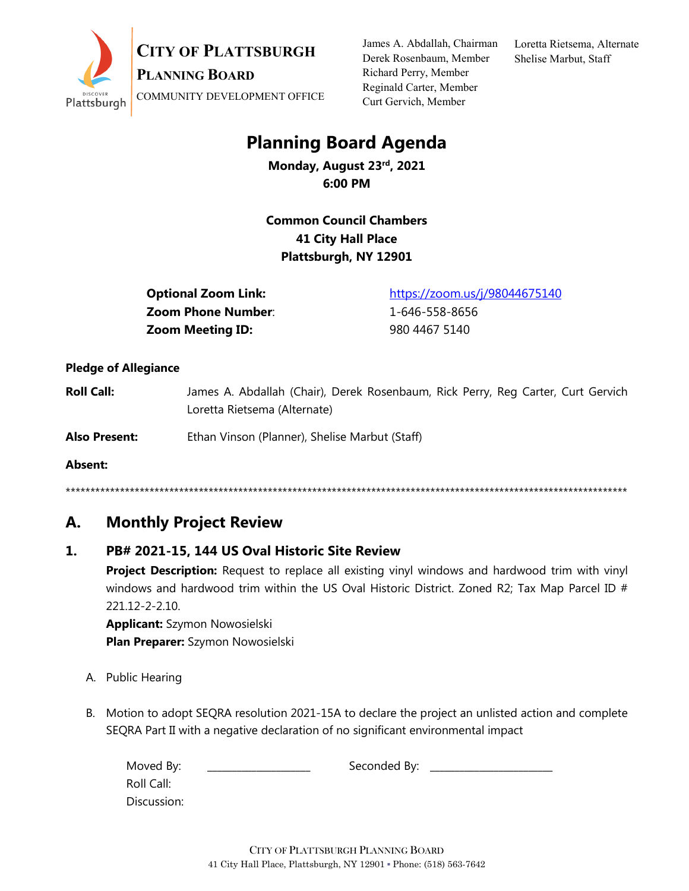**CITY OF PLATTSBURGH**
**PLANNING BOARD**
COMMUNITY DEVELOPMENT OFFICE

James A. Abdallah, Chairman
Derek Rosenbaum, Member
Richard Perry, Member
Reginald Carter, Member
Curt Gervich, Member

Loretta Rietsema, Alternate
Shelise Marbut, Staff

# Planning Board Agenda

**Monday, August 23rd, 2021**
**6:00 PM**

**Common Council Chambers**
**41 City Hall Place**
**Plattsburgh, NY 12901**

**Optional Zoom Link:** https://zoom.us/j/98044675140
**Zoom Phone Number**: 1-646-558-8656
**Zoom Meeting ID:** 980 4467 5140

**Pledge of Allegiance**

**Roll Call:** James A. Abdallah (Chair), Derek Rosenbaum, Rick Perry, Reg Carter, Curt Gervich Loretta Rietsema (Alternate)

**Also Present:** Ethan Vinson (Planner), Shelise Marbut (Staff)

**Absent:**

*****************************************************************************************************************

## A. Monthly Project Review

### 1. PB# 2021-15, 144 US Oval Historic Site Review

**Project Description:** Request to replace all existing vinyl windows and hardwood trim with vinyl windows and hardwood trim within the US Oval Historic District. Zoned R2; Tax Map Parcel ID # 221.12-2-2.10.
**Applicant:** Szymon Nowosielski
**Plan Preparer:** Szymon Nowosielski

A. Public Hearing

B. Motion to adopt SEQRA resolution 2021-15A to declare the project an unlisted action and complete SEQRA Part II with a negative declaration of no significant environmental impact

Moved By: ___________________ Seconded By: _______________________
Roll Call:
Discussion: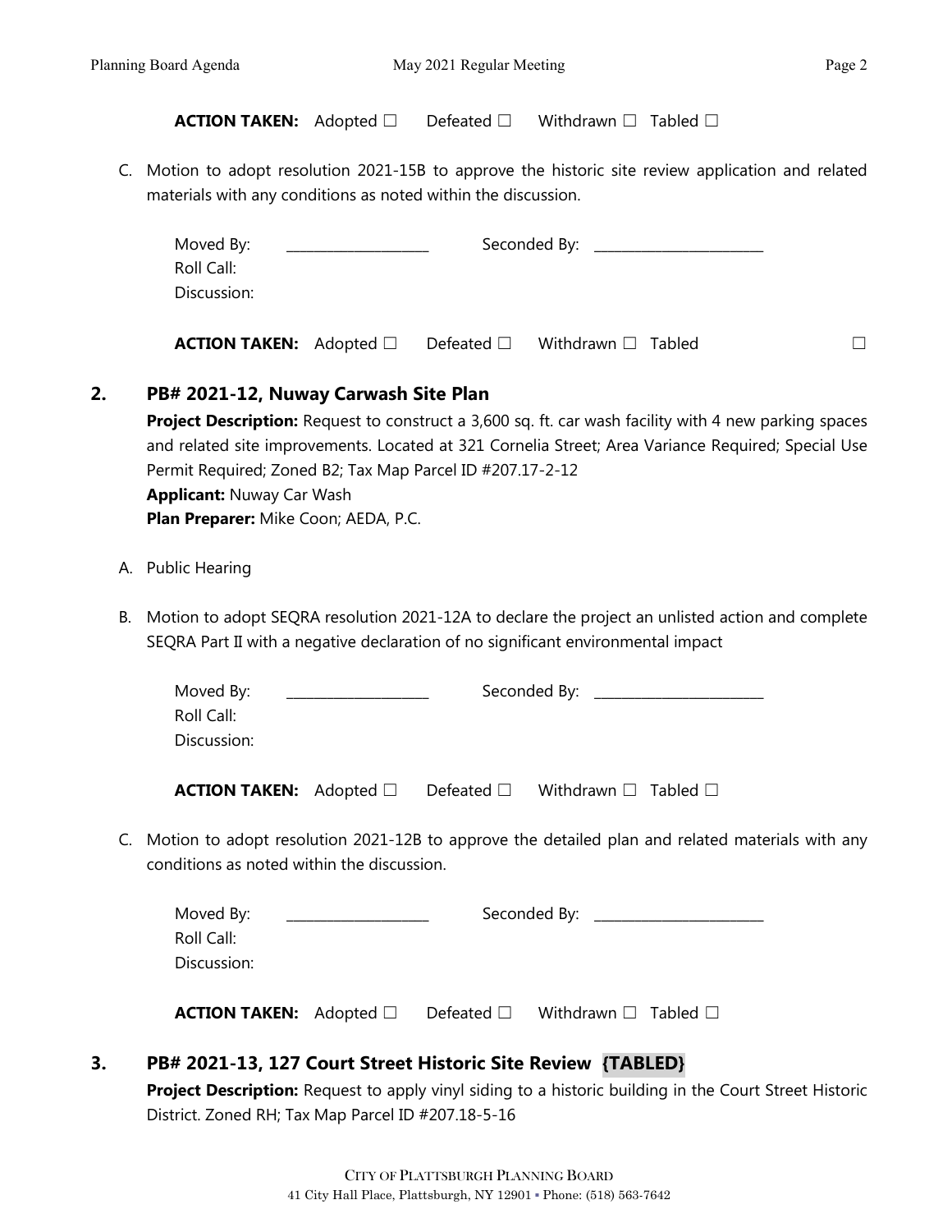**ACTION TAKEN:** Adopted ☐ Defeated ☐ Withdrawn ☐ Tabled ☐

C. Motion to adopt resolution 2021-15B to approve the historic site review application and related materials with any conditions as noted within the discussion.

Moved By: ____________________ Seconded By: ________________________
Roll Call:
Discussion:

**ACTION TAKEN:** Adopted ☐ Defeated ☐ Withdrawn ☐ Tabled ☐

## 2. PB# 2021-12, Nuway Carwash Site Plan

**Project Description:** Request to construct a 3,600 sq. ft. car wash facility with 4 new parking spaces and related site improvements. Located at 321 Cornelia Street; Area Variance Required; Special Use Permit Required; Zoned B2; Tax Map Parcel ID #207.17-2-12
**Applicant:** Nuway Car Wash
**Plan Preparer:** Mike Coon; AEDA, P.C.

A. Public Hearing

B. Motion to adopt SEQRA resolution 2021-12A to declare the project an unlisted action and complete SEQRA Part II with a negative declaration of no significant environmental impact

Moved By: ____________________ Seconded By: ________________________
Roll Call:
Discussion:

**ACTION TAKEN:** Adopted ☐ Defeated ☐ Withdrawn ☐ Tabled ☐

C. Motion to adopt resolution 2021-12B to approve the detailed plan and related materials with any conditions as noted within the discussion.

Moved By: ____________________ Seconded By: ________________________
Roll Call:
Discussion:

**ACTION TAKEN:** Adopted ☐ Defeated ☐ Withdrawn ☐ Tabled ☐

## 3. PB# 2021-13, 127 Court Street Historic Site Review {TABLED}

**Project Description:** Request to apply vinyl siding to a historic building in the Court Street Historic District. Zoned RH; Tax Map Parcel ID #207.18-5-16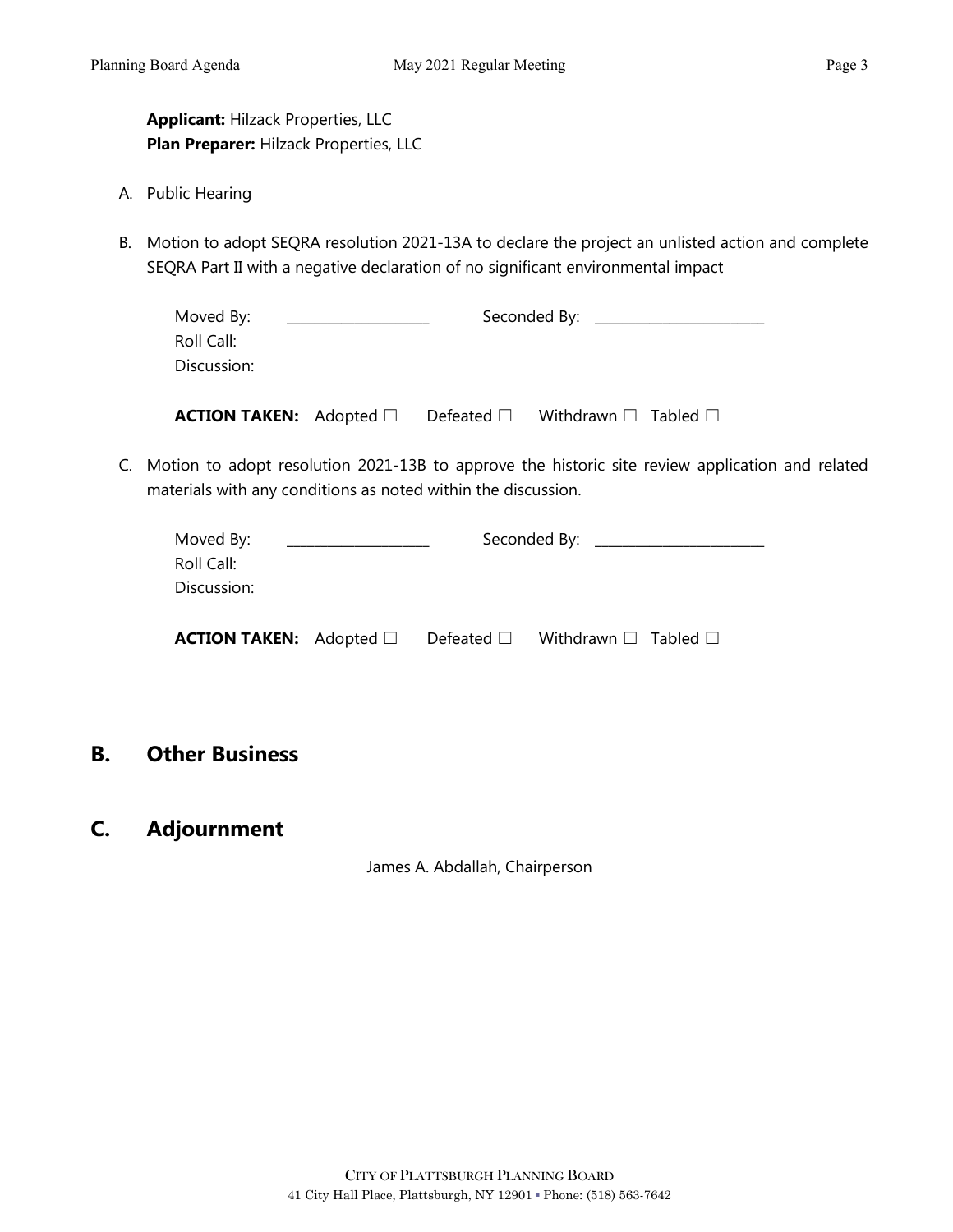**Applicant:** Hilzack Properties, LLC
**Plan Preparer:** Hilzack Properties, LLC

A. Public Hearing

B. Motion to adopt SEQRA resolution 2021-13A to declare the project an unlisted action and complete SEQRA Part II with a negative declaration of no significant environmental impact

Moved By: ____________________ Seconded By: ________________________
Roll Call:
Discussion:

**ACTION TAKEN:** Adopted ☐ Defeated ☐ Withdrawn ☐ Tabled ☐

C. Motion to adopt resolution 2021-13B to approve the historic site review application and related materials with any conditions as noted within the discussion.

Moved By: ____________________ Seconded By: ________________________
Roll Call:
Discussion:

**ACTION TAKEN:** Adopted ☐ Defeated ☐ Withdrawn ☐ Tabled ☐

## B. Other Business

## C. Adjournment

James A. Abdallah, Chairperson

CITY OF PLATTSBURGH PLANNING BOARD
41 City Hall Place, Plattsburgh, NY 12901 ▪ Phone: (518) 563-7642